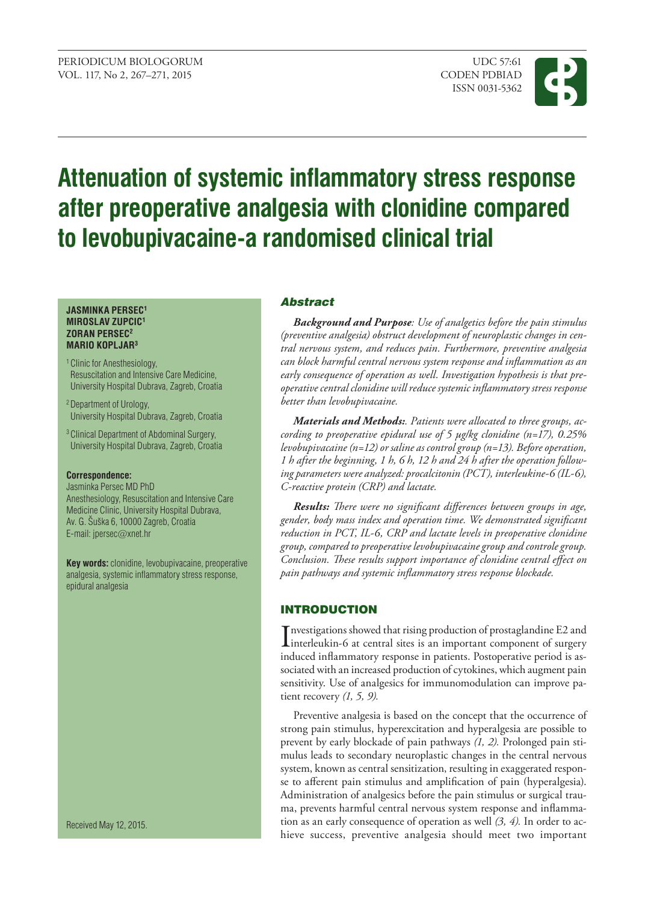# Attenuation of systemic inflammatory stress response after preoperative analgesia with clonidine compared to levobupivacaine-a randomised clinical trial

**JASMINKA PERSEC[1]**
**MIROSLAV ZUPCIC[1]**
**ZORAN PERSEC[2]**
**MARIO KOPLJAR[3]**

[1] Clinic for Anesthesiology, Resuscitation and Intensive Care Medicine, University Hospital Dubrava, Zagreb, Croatia

[2] Department of Urology, University Hospital Dubrava, Zagreb, Croatia

[3] Clinical Department of Abdominal Surgery, University Hospital Dubrava, Zagreb, Croatia

**Correspondence:**
Jasminka Persec MD PhD
Anesthesiology, Resuscitation and Intensive Care Medicine Clinic, University Hospital Dubrava,
Av. G. Šuška 6, 10000 Zagreb, Croatia
E-mail: jpersec@xnet.hr

**Key words:** clonidine, levobupivacaine, preoperative analgesia, systemic inflammatory stress response, epidural analgesia

Received May 12, 2015.

## Abstract

***Background and Purpose**: Use of analgetics before the pain stimulus (preventive analgesia) obstruct development of neuroplastic changes in central nervous system, and reduces pain. Furthermore, preventive analgesia can block harmful central nervous system response and inflammation as an early consequence of operation as well. Investigation hypothesis is that preoperative central clonidine will reduce systemic inflammatory stress response better than levobupivacaine.*

***Materials and Methods:**. Patients were allocated to three groups, according to preoperative epidural use of 5 μg/kg clonidine (n=17), 0.25% levobupivacaine (n=12) or saline as control group (n=13). Before operation, 1 h after the beginning, 1 h, 6 h, 12 h and 24 h after the operation following parameters were analyzed: procalcitonin (PCT), interleukine-6 (IL-6), C-reactive protein (CRP) and lactate.*

***Results:** There were no significant differences between groups in age, gender, body mass index and operation time. We demonstrated significant reduction in PCT, IL-6, CRP and lactate levels in preoperative clonidine group, compared to preoperative levobupivacaine group and controle group. Conclusion. These results support importance of clonidine central effect on pain pathways and systemic inflammatory stress response blockade.*

## INTRODUCTION

Investigations showed that rising production of prostaglandine E2 and interleukin-6 at central sites is an important component of surgery induced inflammatory response in patients. Postoperative period is associated with an increased production of cytokines, which augment pain sensitivity. Use of analgesics for immunomodulation can improve patient recovery *(1, 5, 9).*

Preventive analgesia is based on the concept that the occurrence of strong pain stimulus, hyperexcitation and hyperalgesia are possible to prevent by early blockade of pain pathways *(1, 2).* Prolonged pain stimulus leads to secondary neuroplastic changes in the central nervous system, known as central sensitization, resulting in exaggerated response to afferent pain stimulus and amplification of pain (hyperalgesia). Administration of analgesics before the pain stimulus or surgical trauma, prevents harmful central nervous system response and inflammation as an early consequence of operation as well *(3, 4).* In order to achieve success, preventive analgesia should meet two important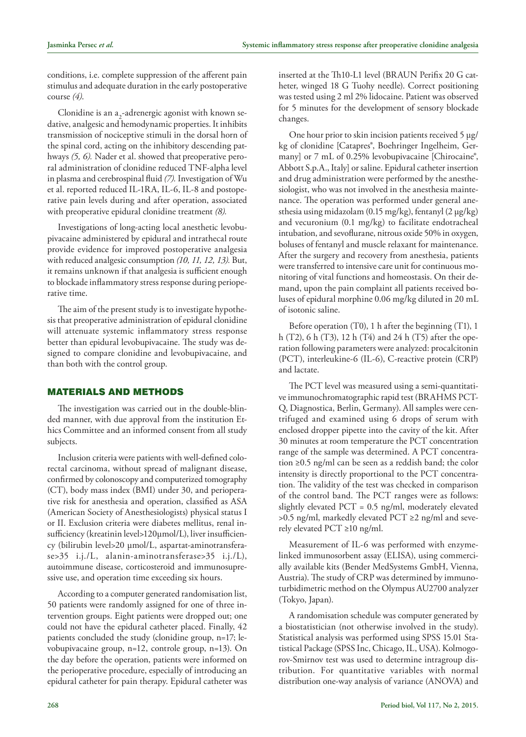conditions, i.e. complete suppression of the afferent pain stimulus and adequate duration in the early postoperative course *(4)*.

Clonidine is an $a_2$-adrenergic agonist with known sedative, analgesic and hemodynamic properties. It inhibits transmission of nociceptive stimuli in the dorsal horn of the spinal cord, acting on the inhibitory descending pathways *(5, 6).* Nader et al. showed that preoperative peroral administration of clonidine reduced TNF-alpha level in plasma and cerebrospinal fluid *(7).* Investigation of Wu et al. reported reduced IL-1RA, IL-6, IL-8 and postoperative pain levels during and after operation, associated with preoperative epidural clonidine treatment *(8).*

Investigations of long-acting local anesthetic levobupivacaine administered by epidural and intrathecal route provide evidence for improved postoperative analgesia with reduced analgesic consumption *(10, 11, 12, 13).* But, it remains unknown if that analgesia is sufficient enough to blockade inflammatory stress response during perioperative time.

The aim of the present study is to investigate hypothesis that preoperative administration of epidural clonidine will attenuate systemic inflammatory stress response better than epidural levobupivacaine. The study was designed to compare clonidine and levobupivacaine, and than both with the control group.

## MATERIALS AND METHODS

The investigation was carried out in the double-blinded manner, with due approval from the institution Ethics Committee and an informed consent from all study subjects.

Inclusion criteria were patients with well-defined colorectal carcinoma, without spread of malignant disease, confirmed by colonoscopy and computerized tomography (CT), body mass index (BMI) under 30, and perioperative risk for anesthesia and operation, classified as ASA (American Society of Anesthesiologists) physical status I or II. Exclusion criteria were diabetes mellitus, renal insufficiency (kreatinin level>120µmol/L), liver insufficiency (bilirubin level>20 µmol/L, aspartat-aminotransferase>35 i.j./L, alanin-aminotransferase>35 i.j./L), autoimmune disease, corticosteroid and immunosupressive use, and operation time exceeding six hours.

According to a computer generated randomisation list, 50 patients were randomly assigned for one of three intervention groups. Eight patients were dropped out; one could not have the epidural catheter placed. Finally, 42 patients concluded the study (clonidine group, n=17; levobupivacaine group, n=12, controle group, n=13). On the day before the operation, patients were informed on the perioperative procedure, especially of introducing an epidural catheter for pain therapy. Epidural catheter was inserted at the Th10-L1 level (BRAUN Perifix 20 G catheter, winged 18 G Tuohy needle). Correct positioning was tested using 2 ml 2% lidocaine. Patient was observed for 5 minutes for the development of sensory blockade changes.

One hour prior to skin incision patients received 5 µg/kg of clonidine [Catapres®, Boehringer Ingelheim, Germany] or 7 mL of 0.25% levobupivacaine [Chirocaine®, Abbott S.p.A., Italy] or saline. Epidural catheter insertion and drug administration were performed by the anesthesiologist, who was not involved in the anesthesia maintenance. The operation was performed under general anesthesia using midazolam (0.15 mg/kg), fentanyl (2 µg/kg) and vecuronium (0.1 mg/kg) to facilitate endotracheal intubation, and sevoflurane, nitrous oxide 50% in oxygen, boluses of fentanyl and muscle relaxant for maintenance. After the surgery and recovery from anesthesia, patients were transferred to intensive care unit for continuous monitoring of vital functions and homeostasis. On their demand, upon the pain complaint all patients received boluses of epidural morphine 0.06 mg/kg diluted in 20 mL of isotonic saline.

Before operation (T0), 1 h after the beginning (T1), 1 h (T2), 6 h (T3), 12 h (T4) and 24 h (T5) after the operation following parameters were analyzed: procalcitonin (PCT), interleukine-6 (IL-6), C-reactive protein (CRP) and lactate.

The PCT level was measured using a semi-quantitative immunochromatographic rapid test (BRAHMS PCT-Q, Diagnostica, Berlin, Germany). All samples were centrifuged and examined using 6 drops of serum with enclosed dropper pipette into the cavity of the kit. After 30 minutes at room temperature the PCT concentration range of the sample was determined. A PCT concentration ≥0.5 ng/ml can be seen as a reddish band; the color intensity is directly proportional to the PCT concentration. The validity of the test was checked in comparison of the control band. The PCT ranges were as follows: slightly elevated PCT = 0.5 ng/ml, moderately elevated >0.5 ng/ml, markedly elevated PCT ≥2 ng/ml and severely elevated PCT ≥10 ng/ml.

Measurement of IL-6 was performed with enzyme-linked immunosorbent assay (ELISA), using commercially available kits (Bender MedSystems GmbH, Vienna, Austria). The study of CRP was determined by immunoturbidimetric method on the Olympus AU2700 analyzer (Tokyo, Japan).

A randomisation schedule was computer generated by a biostatistician (not otherwise involved in the study). Statistical analysis was performed using SPSS 15.01 Statistical Package (SPSS Inc, Chicago, IL, USA). Kolmogorov-Smirnov test was used to determine intragroup distribution. For quantitative variables with normal distribution one-way analysis of variance (ANOVA) and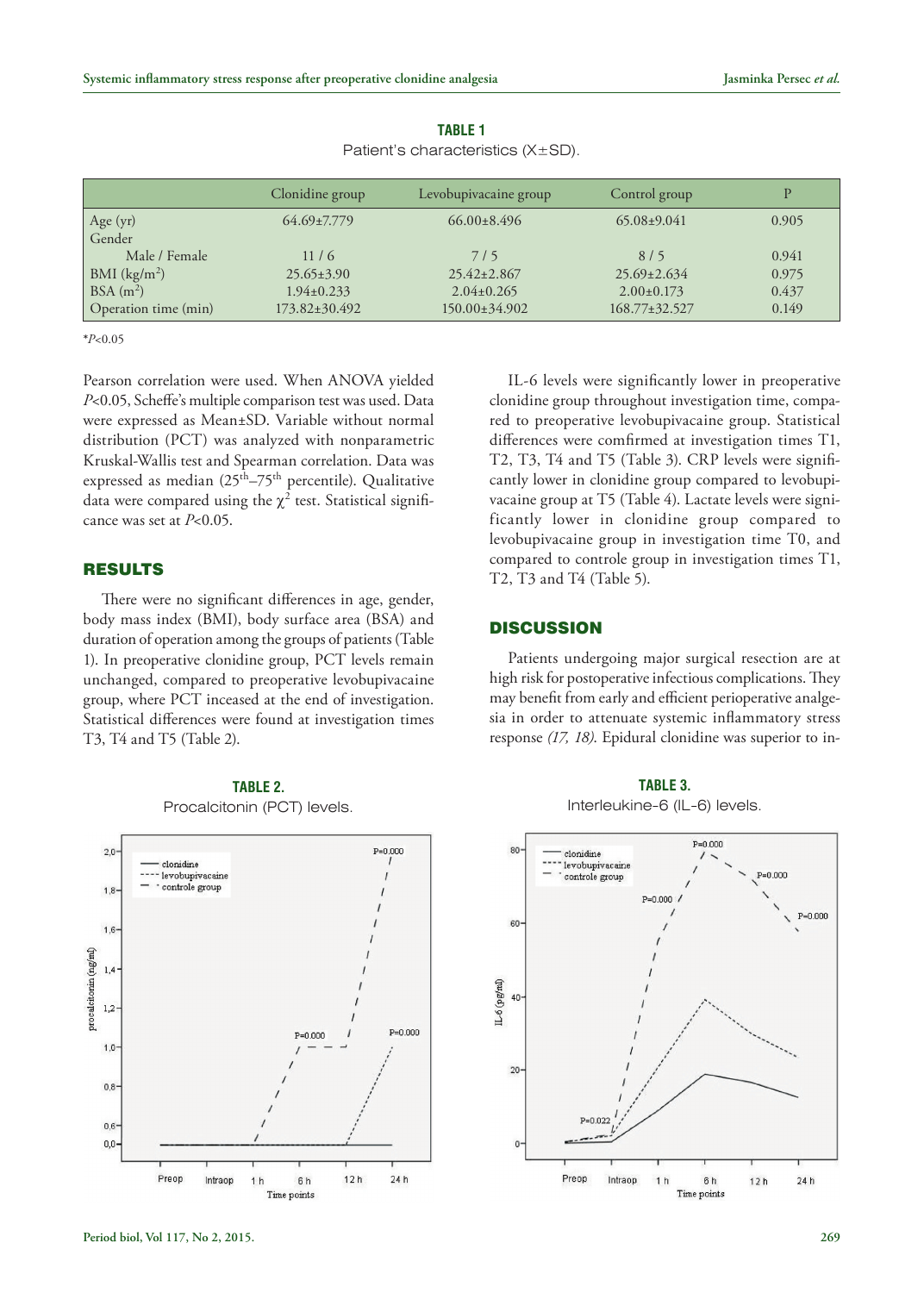**TABLE 1**
Patient's characteristics (X±SD).

| | Clonidine group | Levobupivacaine group | Control group | P |
|---|---|---|---|---|
| Age (yr) | 64.69±7.779 | 66.00±8.496 | 65.08±9.041 | 0.905 |
| Gender | | | | |
| Male / Female | 11 / 6 | 7 / 5 | 8 / 5 | 0.941 |
| BMI (kg/m$^2$) | 25.65±3.90 | 25.42±2.867 | 25.69±2.634 | 0.975 |
| BSA (m$^2$) | 1.94±0.233 | 2.04±0.265 | 2.00±0.173 | 0.437 |
| Operation time (min) | 173.82±30.492 | 150.00±34.902 | 168.77±32.527 | 0.149 |

*$P$<0.05

Pearson correlation were used. When ANOVA yielded $P$<0.05, Scheffe's multiple comparison test was used. Data were expressed as Mean±SD. Variable without normal distribution (PCT) was analyzed with nonparametric Kruskal-Wallis test and Spearman correlation. Data was expressed as median (25$^{th}$–75$^{th}$ percentile). Qualitative data were compared using the $\chi^2$ test. Statistical significance was set at $P$<0.05.

## RESULTS

There were no significant differences in age, gender, body mass index (BMI), body surface area (BSA) and duration of operation among the groups of patients (Table 1). In preoperative clonidine group, PCT levels remain unchanged, compared to preoperative levobupivacaine group, where PCT inceased at the end of investigation. Statistical differences were found at investigation times T3, T4 and T5 (Table 2).

IL-6 levels were significantly lower in preoperative clonidine group throughout investigation time, compared to preoperative levobupivacaine group. Statistical differences were comfirmed at investigation times T1, T2, T3, T4 and T5 (Table 3). CRP levels were significantly lower in clonidine group compared to levobupivacaine group at T5 (Table 4). Lactate levels were significantly lower in clonidine group compared to levobupivacaine group in investigation time T0, and compared to controle group in investigation times T1, T2, T3 and T4 (Table 5).

## DISCUSSION

Patients undergoing major surgical resection are at high risk for postoperative infectious complications. They may benefit from early and efficient perioperative analgesia in order to attenuate systemic inflammatory stress response *(17, 18)*. Epidural clonidine was superior to in-

**TABLE 2.**
Procalcitonin (PCT) levels.

**TABLE 3.**
Interleukine-6 (IL-6) levels.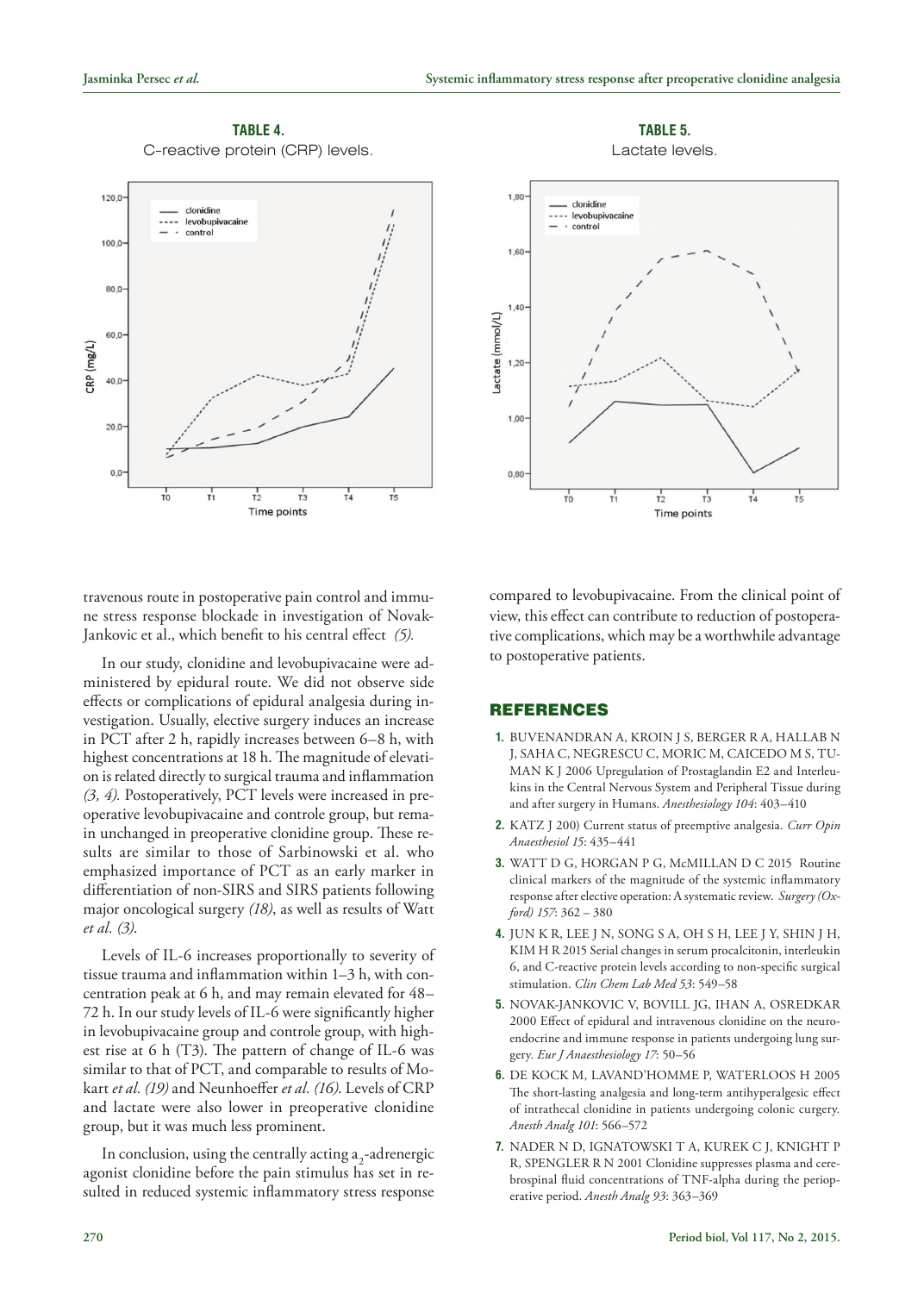**TABLE 4.**
C-reactive protein (CRP) levels.

**TABLE 5.**
Lactate levels.

travenous route in postoperative pain control and immune stress response blockade in investigation of Novak-Jankovic et al., which benefit to his central effect *(5).*

In our study, clonidine and levobupivacaine were administered by epidural route. We did not observe side effects or complications of epidural analgesia during investigation. Usually, elective surgery induces an increase in PCT after 2 h, rapidly increases between 6–8 h, with highest concentrations at 18 h. The magnitude of elevation is related directly to surgical trauma and inflammation *(3, 4).* Postoperatively, PCT levels were increased in preoperative levobupivacaine and controle group, but remain unchanged in preoperative clonidine group. These results are similar to those of Sarbinowski et al. who emphasized importance of PCT as an early marker in differentiation of non-SIRS and SIRS patients following major oncological surgery *(18)*, as well as results of Watt *et al. (3)*.

Levels of IL-6 increases proportionally to severity of tissue trauma and inflammation within 1–3 h, with concentration peak at 6 h, and may remain elevated for 48–72 h. In our study levels of IL-6 were significantly higher in levobupivacaine group and controle group, with highest rise at 6 h (T3). The pattern of change of IL-6 was similar to that of PCT, and comparable to results of Mokart *et al. (19)* and Neunhoeffer *et al. (16)*. Levels of CRP and lactate were also lower in preoperative clonidine group, but it was much less prominent.

In conclusion, using the centrally acting $a_2$-adrenergic agonist clonidine before the pain stimulus has set in resulted in reduced systemic inflammatory stress response compared to levobupivacaine. From the clinical point of view, this effect can contribute to reduction of postoperative complications, which may be a worthwhile advantage to postoperative patients.

## REFERENCES

1. BUVENANDRAN A, KROIN J S, BERGER R A, HALLAB N J, SAHA C, NEGRESCU C, MORIC M, CAICEDO M S, TUMAN K J 2006 Upregulation of Prostaglandin E2 and Interleukins in the Central Nervous System and Peripheral Tissue during and after surgery in Humans. *Anesthesiology 104*: 403–410
2. KATZ J 200) Current status of preemptive analgesia. *Curr Opin Anaesthesiol 15*: 435–441
3. WATT D G, HORGAN P G, McMILLAN D C 2015 Routine clinical markers of the magnitude of the systemic inflammatory response after elective operation: A systematic review. *Surgery (Oxford) 157*: 362 – 380
4. JUN K R, LEE J N, SONG S A, OH S H, LEE J Y, SHIN J H, KIM H R 2015 Serial changes in serum procalcitonin, interleukin 6, and C-reactive protein levels according to non-specific surgical stimulation. *Clin Chem Lab Med 53*: 549–58
5. NOVAK-JANKOVIC V, BOVILL JG, IHAN A, OSREDKAR 2000 Effect of epidural and intravenous clonidine on the neuro-endocrine and immune response in patients undergoing lung surgery. *Eur J Anaesthesiology 17*: 50–56
6. DE KOCK M, LAVAND'HOMME P, WATERLOOS H 2005 The short-lasting analgesia and long-term antihyperalgesic effect of intrathecal clonidine in patients undergoing colonic curgery. *Anesth Analg 101*: 566–572
7. NADER N D, IGNATOWSKI T A, KUREK C J, KNIGHT P R, SPENGLER R N 2001 Clonidine suppresses plasma and cerebrospinal fluid concentrations of TNF-alpha during the perioperative period. *Anesth Analg 93*: 363–369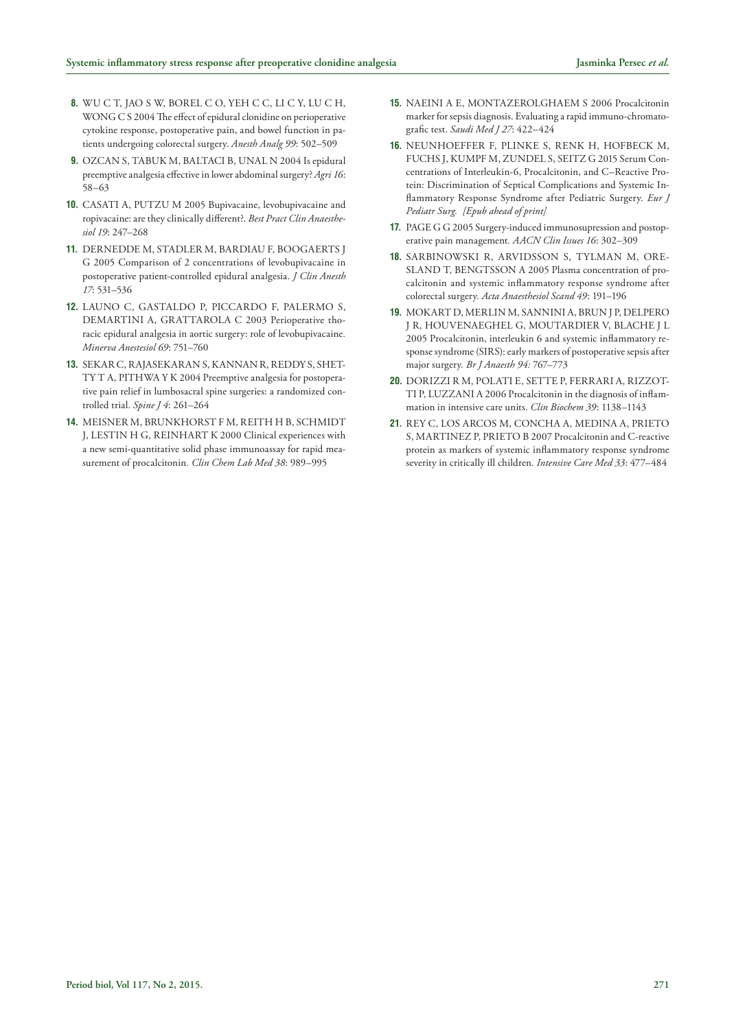8. WU C T, JAO S W, BOREL C O, YEH C C, LI C Y, LU C H, WONG C S 2004 The effect of epidural clonidine on perioperative cytokine response, postoperative pain, and bowel function in patients undergoing colorectal surgery. *Anesth Analg 99*: 502–509

9. OZCAN S, TABUK M, BALTACI B, UNAL N 2004 Is epidural preemptive analgesia effective in lower abdominal surgery? *Agri 16*: 58–63

10. CASATI A, PUTZU M 2005 Bupivacaine, levobupivacaine and ropivacaine: are they clinically different?. *Best Pract Clin Anaesthesiol 19*: 247–268

11. DERNEDDE M, STADLER M, BARDIAU F, BOOGAERTS J G 2005 Comparison of 2 concentrations of levobupivacaine in postoperative patient-controlled epidural analgesia. *J Clin Anesth 17*: 531–536

12. LAUNO C, GASTALDO P, PICCARDO F, PALERMO S, DEMARTINI A, GRATTAROLA C 2003 Perioperative thoracic epidural analgesia in aortic surgery: role of levobupivacaine. *Minerva Anestesiol 69*: 751–760

13. SEKAR C, RAJASEKARAN S, KANNAN R, REDDY S, SHETTY T A, PITHWA Y K 2004 Preemptive analgesia for postoperative pain relief in lumbosacral spine surgeries: a randomized controlled trial. *Spine J 4*: 261–264

14. MEISNER M, BRUNKHORST F M, REITH H B, SCHMIDT J, LESTIN H G, REINHART K 2000 Clinical experiences with a new semi-quantitative solid phase immunoassay for rapid measurement of procalcitonin. *Clin Chem Lab Med 38*: 989–995

15. NAEINI A E, MONTAZEROLGHAEM S 2006 Procalcitonin marker for sepsis diagnosis. Evaluating a rapid immuno-chromatografic test. *Saudi Med J 27*: 422–424

16. NEUNHOEFFER F, PLINKE S, RENK H, HOFBECK M, FUCHS J, KUMPF M, ZUNDEL S, SEITZ G 2015 Serum Concentrations of Interleukin-6, Procalcitonin, and C–Reactive Protein: Discrimination of Septical Complications and Systemic Inflammatory Response Syndrome after Pediatric Surgery. *Eur J Pediatr Surg. [Epub ahead of print]*

17. PAGE G G 2005 Surgery-induced immunosupression and postoperative pain management. *AACN Clin Issues 16*: 302–309

18. SARBINOWSKI R, ARVIDSSON S, TYLMAN M, ORESLAND T, BENGTSSON A 2005 Plasma concentration of procalcitonin and systemic inflammatory response syndrome after colorectal surgery. *Acta Anaesthesiol Scand 49*: 191–196

19. MOKART D, MERLIN M, SANNINI A, BRUN J P, DELPERO J R, HOUVENAEGHEL G, MOUTARDIER V, BLACHE J L 2005 Procalcitonin, interleukin 6 and systemic inflammatory response syndrome (SIRS): early markers of postoperative sepsis after major surgery. *Br J Anaesth 94:* 767–773

20. DORIZZI R M, POLATI E, SETTE P, FERRARI A, RIZZOTTI P, LUZZANI A 2006 Procalcitonin in the diagnosis of inflammation in intensive care units. *Clin Biochem 39*: 1138–1143

21. REY C, LOS ARCOS M, CONCHA A, MEDINA A, PRIETO S, MARTINEZ P, PRIETO B 2007 Procalcitonin and C-reactive protein as markers of systemic inflammatory response syndrome severity in critically ill children. *Intensive Care Med 33*: 477–484